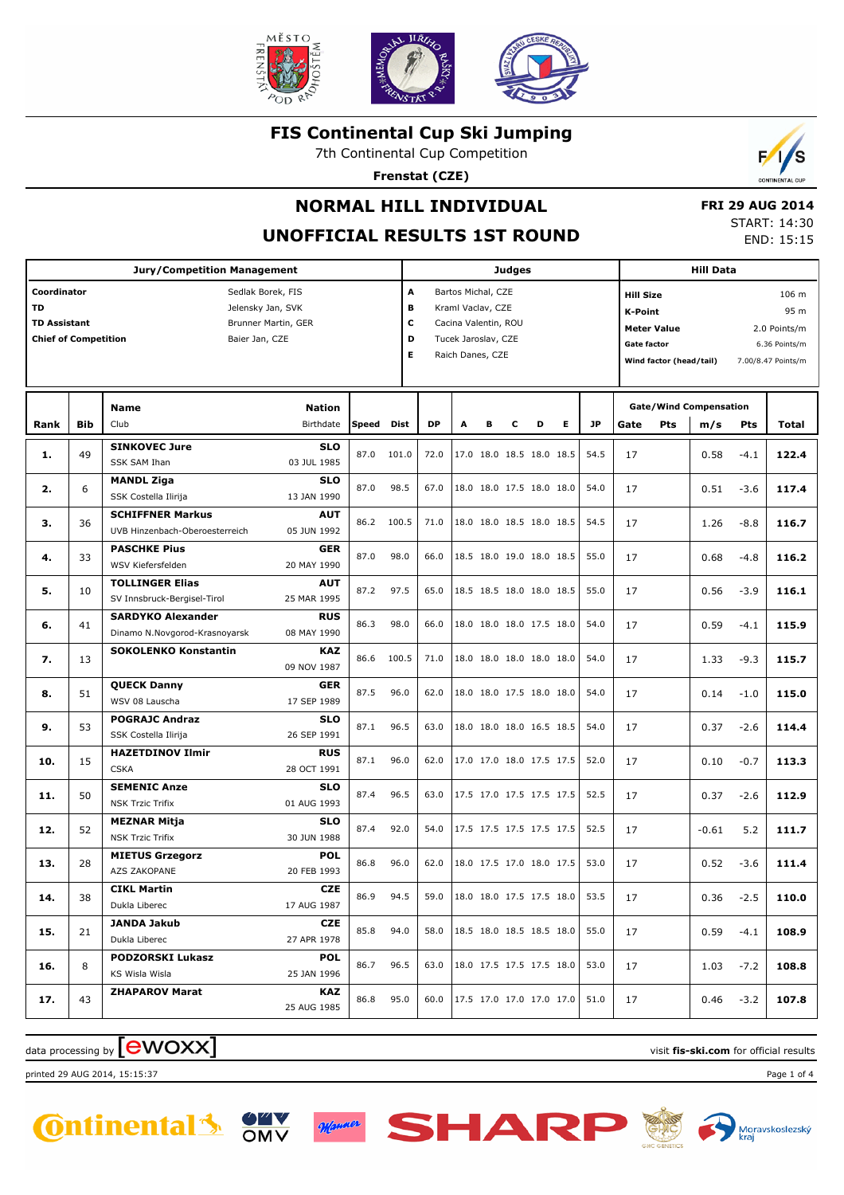# FIS Continental Cup Ski Jumping

7th Continental Cup Competition

**Frenstat (CZE)**

## NORMAL HILL INDIVIDUAL

## UNOFFICIAL RESULTS 1ST ROUND

**FRI 29 AUG 2014**
START: 14:30
END: 15:15

| Jury/Competition Management | | Judges | | Hill Data | |
|---|---|---|---|---|---|
| Coordinator | Sedlak Borek, FIS | A | Bartos Michal, CZE | Hill Size | 106 m |
| TD | Jelensky Jan, SVK | B | Kraml Vaclav, CZE | K-Point | 95 m |
| TD Assistant | Brunner Martin, GER | C | Cacina Valentin, ROU | Meter Value | 2.0 Points/m |
| Chief of Competition | Baier Jan, CZE | D | Tucek Jaroslav, CZE | Gate factor | 6.36 Points/m |
| | | E | Raich Danes, CZE | Wind factor (head/tail) | 7.00/8.47 Points/m |

| Rank | Bib | Name / Club | Nation / Birthdate | Speed | Dist | DP | A | B | C | D | E | JP | Gate | Pts | m/s | Pts | Total |
|---|---|---|---|---|---|---|---|---|---|---|---|---|---|---|---|---|---|
| 1. | 49 | **SINKOVEC Jure** SSK SAM Ihan | SLO 03 JUL 1985 | 87.0 | 101.0 | 72.0 | 17.0 | 18.0 | 18.5 | 18.0 | 18.5 | 54.5 | 17 | | 0.58 | -4.1 | **122.4** |
| 2. | 6 | **MANDL Ziga** SSK Costella Ilirija | SLO 13 JAN 1990 | 87.0 | 98.5 | 67.0 | 18.0 | 18.0 | 17.5 | 18.0 | 18.0 | 54.0 | 17 | | 0.51 | -3.6 | **117.4** |
| 3. | 36 | **SCHIFFNER Markus** UVB Hinzenbach-Oberoesterreich | AUT 05 JUN 1992 | 86.2 | 100.5 | 71.0 | 18.0 | 18.0 | 18.5 | 18.0 | 18.5 | 54.5 | 17 | | 1.26 | -8.8 | **116.7** |
| 4. | 33 | **PASCHKE Pius** WSV Kiefersfelden | GER 20 MAY 1990 | 87.0 | 98.0 | 66.0 | 18.5 | 18.0 | 19.0 | 18.0 | 18.5 | 55.0 | 17 | | 0.68 | -4.8 | **116.2** |
| 5. | 10 | **TOLLINGER Elias** SV Innsbruck-Bergisel-Tirol | AUT 25 MAR 1995 | 87.2 | 97.5 | 65.0 | 18.5 | 18.5 | 18.0 | 18.0 | 18.5 | 55.0 | 17 | | 0.56 | -3.9 | **116.1** |
| 6. | 41 | **SARDYKO Alexander** Dinamo N.Novgorod-Krasnoyarsk | RUS 08 MAY 1990 | 86.3 | 98.0 | 66.0 | 18.0 | 18.0 | 18.0 | 17.5 | 18.0 | 54.0 | 17 | | 0.59 | -4.1 | **115.9** |
| 7. | 13 | **SOKOLENKO Konstantin** | KAZ 09 NOV 1987 | 86.6 | 100.5 | 71.0 | 18.0 | 18.0 | 18.0 | 18.0 | 18.0 | 54.0 | 17 | | 1.33 | -9.3 | **115.7** |
| 8. | 51 | **QUECK Danny** WSV 08 Lauscha | GER 17 SEP 1989 | 87.5 | 96.0 | 62.0 | 18.0 | 18.0 | 17.5 | 18.0 | 18.0 | 54.0 | 17 | | 0.14 | -1.0 | **115.0** |
| 9. | 53 | **POGRAJC Andraz** SSK Costella Ilirija | SLO 26 SEP 1991 | 87.1 | 96.5 | 63.0 | 18.0 | 18.0 | 18.0 | 16.5 | 18.5 | 54.0 | 17 | | 0.37 | -2.6 | **114.4** |
| 10. | 15 | **HAZETDINOV Ilmir** CSKA | RUS 28 OCT 1991 | 87.1 | 96.0 | 62.0 | 17.0 | 17.0 | 18.0 | 17.5 | 17.5 | 52.0 | 17 | | 0.10 | -0.7 | **113.3** |
| 11. | 50 | **SEMENIC Anze** NSK Trzic Trifix | SLO 01 AUG 1993 | 87.4 | 96.5 | 63.0 | 17.5 | 17.0 | 17.5 | 17.5 | 17.5 | 52.5 | 17 | | 0.37 | -2.6 | **112.9** |
| 12. | 52 | **MEZNAR Mitja** NSK Trzic Trifix | SLO 30 JUN 1988 | 87.4 | 92.0 | 54.0 | 17.5 | 17.5 | 17.5 | 17.5 | 17.5 | 52.5 | 17 | | -0.61 | 5.2 | **111.7** |
| 13. | 28 | **MIETUS Grzegorz** AZS ZAKOPANE | POL 20 FEB 1993 | 86.8 | 96.0 | 62.0 | 18.0 | 17.5 | 17.0 | 18.0 | 17.5 | 53.0 | 17 | | 0.52 | -3.6 | **111.4** |
| 14. | 38 | **CIKL Martin** Dukla Liberec | CZE 17 AUG 1987 | 86.9 | 94.5 | 59.0 | 18.0 | 18.0 | 17.5 | 17.5 | 18.0 | 53.5 | 17 | | 0.36 | -2.5 | **110.0** |
| 15. | 21 | **JANDA Jakub** Dukla Liberec | CZE 27 APR 1978 | 85.8 | 94.0 | 58.0 | 18.5 | 18.0 | 18.5 | 18.5 | 18.0 | 55.0 | 17 | | 0.59 | -4.1 | **108.9** |
| 16. | 8 | **PODZORSKI Lukasz** KS Wisla Wisla | POL 25 JAN 1996 | 86.7 | 96.5 | 63.0 | 18.0 | 17.5 | 17.5 | 17.5 | 18.0 | 53.0 | 17 | | 1.03 | -7.2 | **108.8** |
| 17. | 43 | **ZHAPAROV Marat** | KAZ 25 AUG 1985 | 86.8 | 95.0 | 60.0 | 17.5 | 17.0 | 17.0 | 17.0 | 17.0 | 51.0 | 17 | | 0.46 | -3.2 | **107.8** |

data processing by ewoxx — visit **fis-ski.com** for official results

printed 29 AUG 2014, 15:15:37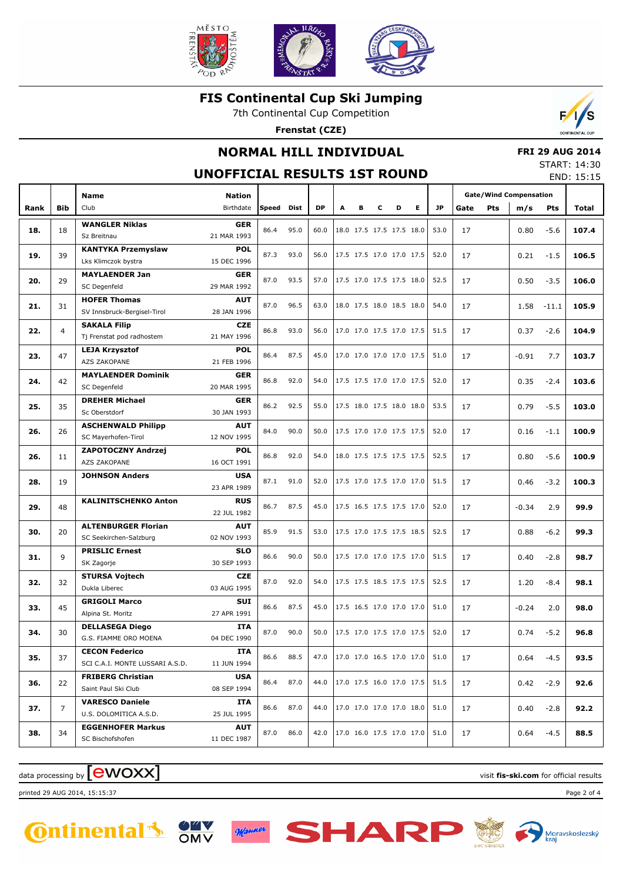# FIS Continental Cup Ski Jumping

7th Continental Cup Competition

**Frenstat (CZE)**

## NORMAL HILL INDIVIDUAL

## UNOFFICIAL RESULTS 1ST ROUND

**FRI 29 AUG 2014**

START: 14:30

END: 15:15

| Rank | Bib | Name / Club | Nation / Birthdate | Speed | Dist | DP | A | B | C | D | E | JP | Gate | Gate Pts | Wind m/s | Wind Pts | Total |
|---|---|---|---|---|---|---|---|---|---|---|---|---|---|---|---|---|---|
| 18. | 18 | **WANGLER Niklas**<br>Sz Breitnau | **GER**<br>21 MAR 1993 | 86.4 | 95.0 | 60.0 | 18.0 | 17.5 | 17.5 | 17.5 | 18.0 | 53.0 | 17 | | 0.80 | -5.6 | **107.4** |
| 19. | 39 | **KANTYKA Przemyslaw**<br>Lks Klimczok bystra | **POL**<br>15 DEC 1996 | 87.3 | 93.0 | 56.0 | 17.5 | 17.5 | 17.0 | 17.0 | 17.5 | 52.0 | 17 | | 0.21 | -1.5 | **106.5** |
| 20. | 29 | **MAYLAENDER Jan**<br>SC Degenfeld | **GER**<br>29 MAR 1992 | 87.0 | 93.5 | 57.0 | 17.5 | 17.0 | 17.5 | 17.5 | 18.0 | 52.5 | 17 | | 0.50 | -3.5 | **106.0** |
| 21. | 31 | **HOFER Thomas**<br>SV Innsbruck-Bergisel-Tirol | **AUT**<br>28 JAN 1996 | 87.0 | 96.5 | 63.0 | 18.0 | 17.5 | 18.0 | 18.5 | 18.0 | 54.0 | 17 | | 1.58 | -11.1 | **105.9** |
| 22. | 4 | **SAKALA Filip**<br>Tj Frenstat pod radhostem | **CZE**<br>21 MAY 1996 | 86.8 | 93.0 | 56.0 | 17.0 | 17.0 | 17.5 | 17.0 | 17.5 | 51.5 | 17 | | 0.37 | -2.6 | **104.9** |
| 23. | 47 | **LEJA Krzysztof**<br>AZS ZAKOPANE | **POL**<br>21 FEB 1996 | 86.4 | 87.5 | 45.0 | 17.0 | 17.0 | 17.0 | 17.0 | 17.5 | 51.0 | 17 | | -0.91 | 7.7 | **103.7** |
| 24. | 42 | **MAYLAENDER Dominik**<br>SC Degenfeld | **GER**<br>20 MAR 1995 | 86.8 | 92.0 | 54.0 | 17.5 | 17.5 | 17.0 | 17.0 | 17.5 | 52.0 | 17 | | 0.35 | -2.4 | **103.6** |
| 25. | 35 | **DREHER Michael**<br>Sc Oberstdorf | **GER**<br>30 JAN 1993 | 86.2 | 92.5 | 55.0 | 17.5 | 18.0 | 17.5 | 18.0 | 18.0 | 53.5 | 17 | | 0.79 | -5.5 | **103.0** |
| 26. | 26 | **ASCHENWALD Philipp**<br>SC Mayerhofen-Tirol | **AUT**<br>12 NOV 1995 | 84.0 | 90.0 | 50.0 | 17.5 | 17.0 | 17.0 | 17.5 | 17.5 | 52.0 | 17 | | 0.16 | -1.1 | **100.9** |
| 26. | 11 | **ZAPOTOCZNY Andrzej**<br>AZS ZAKOPANE | **POL**<br>16 OCT 1991 | 86.8 | 92.0 | 54.0 | 18.0 | 17.5 | 17.5 | 17.5 | 17.5 | 52.5 | 17 | | 0.80 | -5.6 | **100.9** |
| 28. | 19 | **JOHNSON Anders** | **USA**<br>23 APR 1989 | 87.1 | 91.0 | 52.0 | 17.5 | 17.0 | 17.5 | 17.0 | 17.0 | 51.5 | 17 | | 0.46 | -3.2 | **100.3** |
| 29. | 48 | **KALINITSCHENKO Anton** | **RUS**<br>22 JUL 1982 | 86.7 | 87.5 | 45.0 | 17.5 | 16.5 | 17.5 | 17.5 | 17.0 | 52.0 | 17 | | -0.34 | 2.9 | **99.9** |
| 30. | 20 | **ALTENBURGER Florian**<br>SC Seekirchen-Salzburg | **AUT**<br>02 NOV 1993 | 85.9 | 91.5 | 53.0 | 17.5 | 17.0 | 17.5 | 17.5 | 18.5 | 52.5 | 17 | | 0.88 | -6.2 | **99.3** |
| 31. | 9 | **PRISLIC Ernest**<br>SK Zagorje | **SLO**<br>30 SEP 1993 | 86.6 | 90.0 | 50.0 | 17.5 | 17.0 | 17.0 | 17.5 | 17.0 | 51.5 | 17 | | 0.40 | -2.8 | **98.7** |
| 32. | 32 | **STURSA Vojtech**<br>Dukla Liberec | **CZE**<br>03 AUG 1995 | 87.0 | 92.0 | 54.0 | 17.5 | 17.5 | 18.5 | 17.5 | 17.5 | 52.5 | 17 | | 1.20 | -8.4 | **98.1** |
| 33. | 45 | **GRIGOLI Marco**<br>Alpina St. Moritz | **SUI**<br>27 APR 1991 | 86.6 | 87.5 | 45.0 | 17.5 | 16.5 | 17.0 | 17.0 | 17.0 | 51.0 | 17 | | -0.24 | 2.0 | **98.0** |
| 34. | 30 | **DELLASEGA Diego**<br>G.S. FIAMME ORO MOENA | **ITA**<br>04 DEC 1990 | 87.0 | 90.0 | 50.0 | 17.5 | 17.0 | 17.5 | 17.0 | 17.5 | 52.0 | 17 | | 0.74 | -5.2 | **96.8** |
| 35. | 37 | **CECON Federico**<br>SCI C.A.I. MONTE LUSSARI A.S.D. | **ITA**<br>11 JUN 1994 | 86.6 | 88.5 | 47.0 | 17.0 | 17.0 | 16.5 | 17.0 | 17.0 | 51.0 | 17 | | 0.64 | -4.5 | **93.5** |
| 36. | 22 | **FRIBERG Christian**<br>Saint Paul Ski Club | **USA**<br>08 SEP 1994 | 86.4 | 87.0 | 44.0 | 17.0 | 17.5 | 16.0 | 17.0 | 17.5 | 51.5 | 17 | | 0.42 | -2.9 | **92.6** |
| 37. | 7 | **VARESCO Daniele**<br>U.S. DOLOMITICA A.S.D. | **ITA**<br>25 JUL 1995 | 86.6 | 87.0 | 44.0 | 17.0 | 17.0 | 17.0 | 17.0 | 18.0 | 51.0 | 17 | | 0.40 | -2.8 | **92.2** |
| 38. | 34 | **EGGENHOFER Markus**<br>SC Bischofshofen | **AUT**<br>11 DEC 1987 | 87.0 | 86.0 | 42.0 | 17.0 | 16.0 | 17.5 | 17.0 | 17.0 | 51.0 | 17 | | 0.64 | -4.5 | **88.5** |

data processing by ewoxx — visit **fis-ski.com** for official results

printed 29 AUG 2014, 15:15:37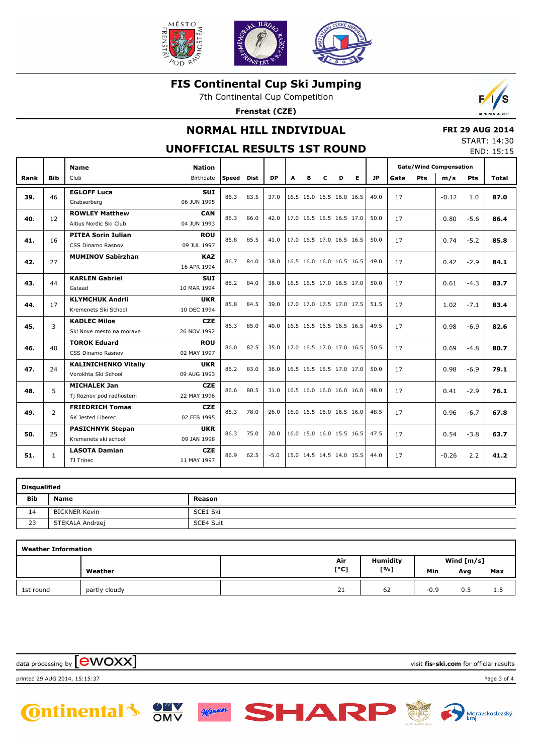# FIS Continental Cup Ski Jumping

7th Continental Cup Competition

**Frenstat (CZE)**

## NORMAL HILL INDIVIDUAL

## UNOFFICIAL RESULTS 1ST ROUND

**FRI 29 AUG 2014**
START: 14:30
END: 15:15

| Rank | Bib | Name / Club | Nation / Birthdate | Speed | Dist | DP | A | B | C | D | E | JP | Gate | Pts | m/s | Pts | Total |
|---|---|---|---|---|---|---|---|---|---|---|---|---|---|---|---|---|---|
| 39. | 46 | **EGLOFF Luca** Grabserberg | **SUI** 06 JUN 1995 | 86.3 | 83.5 | 37.0 | 16.5 | 16.0 | 16.5 | 16.0 | 16.5 | 49.0 | 17 | | -0.12 | 1.0 | **87.0** |
| 40. | 12 | **ROWLEY Matthew** Altius Nordic Ski Club | **CAN** 04 JUN 1993 | 86.3 | 86.0 | 42.0 | 17.0 | 16.5 | 16.5 | 16.5 | 17.0 | 50.0 | 17 | | 0.80 | -5.6 | **86.4** |
| 41. | 16 | **PITEA Sorin Iulian** CSS Dinamo Rasnov | **ROU** 09 JUL 1997 | 85.8 | 85.5 | 41.0 | 17.0 | 16.5 | 17.0 | 16.5 | 16.5 | 50.0 | 17 | | 0.74 | -5.2 | **85.8** |
| 42. | 27 | **MUMINOV Sabirzhan** | **KAZ** 16 APR 1994 | 86.7 | 84.0 | 38.0 | 16.5 | 16.0 | 16.0 | 16.5 | 16.5 | 49.0 | 17 | | 0.42 | -2.9 | **84.1** |
| 43. | 44 | **KARLEN Gabriel** Gstaad | **SUI** 10 MAR 1994 | 86.2 | 84.0 | 38.0 | 16.5 | 16.5 | 17.0 | 16.5 | 17.0 | 50.0 | 17 | | 0.61 | -4.3 | **83.7** |
| 44. | 17 | **KLYMCHUK Andrii** Kremenets Ski School | **UKR** 10 DEC 1994 | 85.8 | 84.5 | 39.0 | 17.0 | 17.0 | 17.5 | 17.0 | 17.5 | 51.5 | 17 | | 1.02 | -7.1 | **83.4** |
| 45. | 3 | **KADLEC Milos** Skl Nove mesto na morave | **CZE** 26 NOV 1992 | 86.3 | 85.0 | 40.0 | 16.5 | 16.5 | 16.5 | 16.5 | 16.5 | 49.5 | 17 | | 0.98 | -6.9 | **82.6** |
| 46. | 40 | **TOROK Eduard** CSS Dinamo Rasnov | **ROU** 02 MAY 1997 | 86.0 | 82.5 | 35.0 | 17.0 | 16.5 | 17.0 | 17.0 | 16.5 | 50.5 | 17 | | 0.69 | -4.8 | **80.7** |
| 47. | 24 | **KALINICHENKO Vitaliy** Vorokhta Ski School | **UKR** 09 AUG 1993 | 86.2 | 83.0 | 36.0 | 16.5 | 16.5 | 16.5 | 17.0 | 17.0 | 50.0 | 17 | | 0.98 | -6.9 | **79.1** |
| 48. | 5 | **MICHALEK Jan** Tj Roznov pod radhostem | **CZE** 22 MAY 1996 | 86.6 | 80.5 | 31.0 | 16.5 | 16.0 | 16.0 | 16.0 | 16.0 | 48.0 | 17 | | 0.41 | -2.9 | **76.1** |
| 49. | 2 | **FRIEDRICH Tomas** SK Jested Liberec | **CZE** 02 FEB 1995 | 85.3 | 78.0 | 26.0 | 16.0 | 16.5 | 16.0 | 16.5 | 16.0 | 48.5 | 17 | | 0.96 | -6.7 | **67.8** |
| 50. | 25 | **PASICHNYK Stepan** Kremenets ski school | **UKR** 09 JAN 1998 | 86.3 | 75.0 | 20.0 | 16.0 | 15.0 | 16.0 | 15.5 | 16.5 | 47.5 | 17 | | 0.54 | -3.8 | **63.7** |
| 51. | 1 | **LASOTA Damian** TJ Trinec | **CZE** 11 MAY 1997 | 86.9 | 62.5 | -5.0 | 15.0 | 14.5 | 14.5 | 14.0 | 15.5 | 44.0 | 17 | | -0.26 | 2.2 | **41.2** |

**Disqualified**

| Bib | Name | Reason |
|---|---|---|
| 14 | BICKNER Kevin | SCE1 Ski |
| 23 | STEKALA Andrzej | SCE4 Suit |

**Weather Information**

| | Weather | Air [°C] | Humidity [%] | Wind [m/s] Min | Avg | Max |
|---|---|---|---|---|---|---|
| 1st round | partly cloudy | 21 | 62 | -0.9 | 0.5 | 1.5 |

data processing by ewoxx — visit fis-ski.com for official results

printed 29 AUG 2014, 15:15:37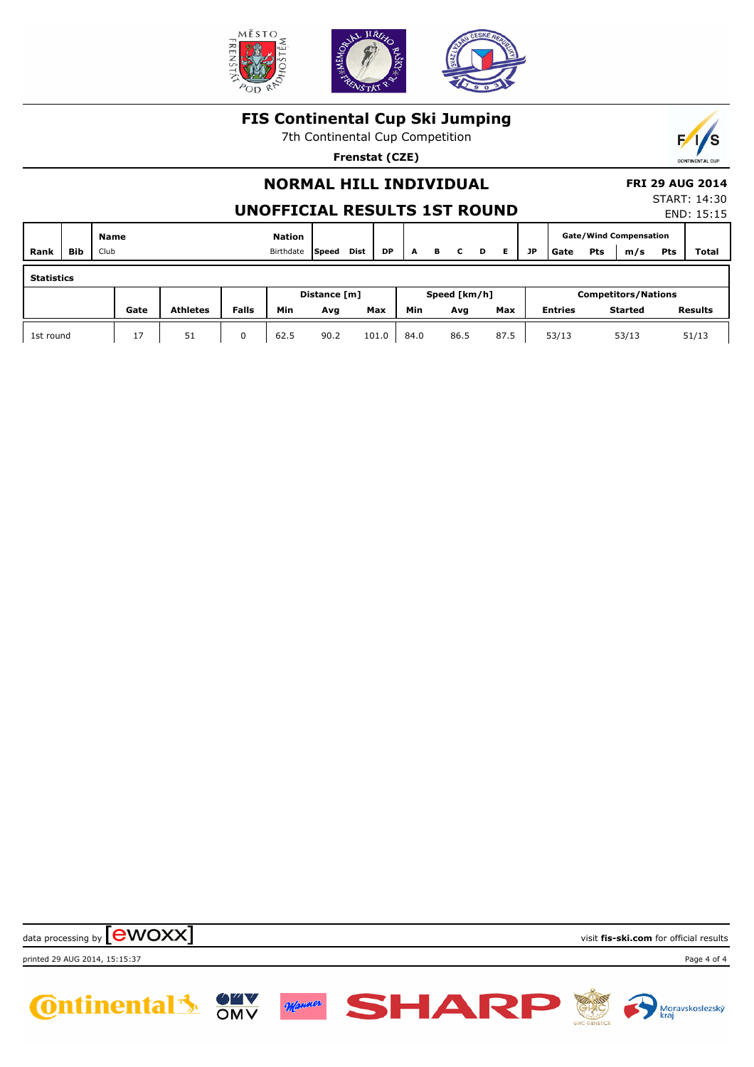# FIS Continental Cup Ski Jumping

7th Continental Cup Competition

**Frenstat (CZE)**

## NORMAL HILL INDIVIDUAL

**FRI 29 AUG 2014**
START: 14:30
END: 15:15

## UNOFFICIAL RESULTS 1ST ROUND

| Rank | Bib | Name / Club | Nation / Birthdate | Speed | Dist | DP | A | B | C | D | E | JP | Gate | Pts | m/s | Pts | Total |
|---|---|---|---|---|---|---|---|---|---|---|---|---|---|---|---|---|---|

**Statistics**

| | Gate | Athletes | Falls | Distance [m] | | | Speed [km/h] | | | Competitors/Nations | | |
|---|---|---|---|---|---|---|---|---|---|---|---|---|
| | | | | Min | Avg | Max | Min | Avg | Max | Entries | Started | Results |
| 1st round | 17 | 51 | 0 | 62.5 | 90.2 | 101.0 | 84.0 | 86.5 | 87.5 | 53/13 | 53/13 | 51/13 |

data processing by ewoxx

visit **fis-ski.com** for official results

printed 29 AUG 2014, 15:15:37